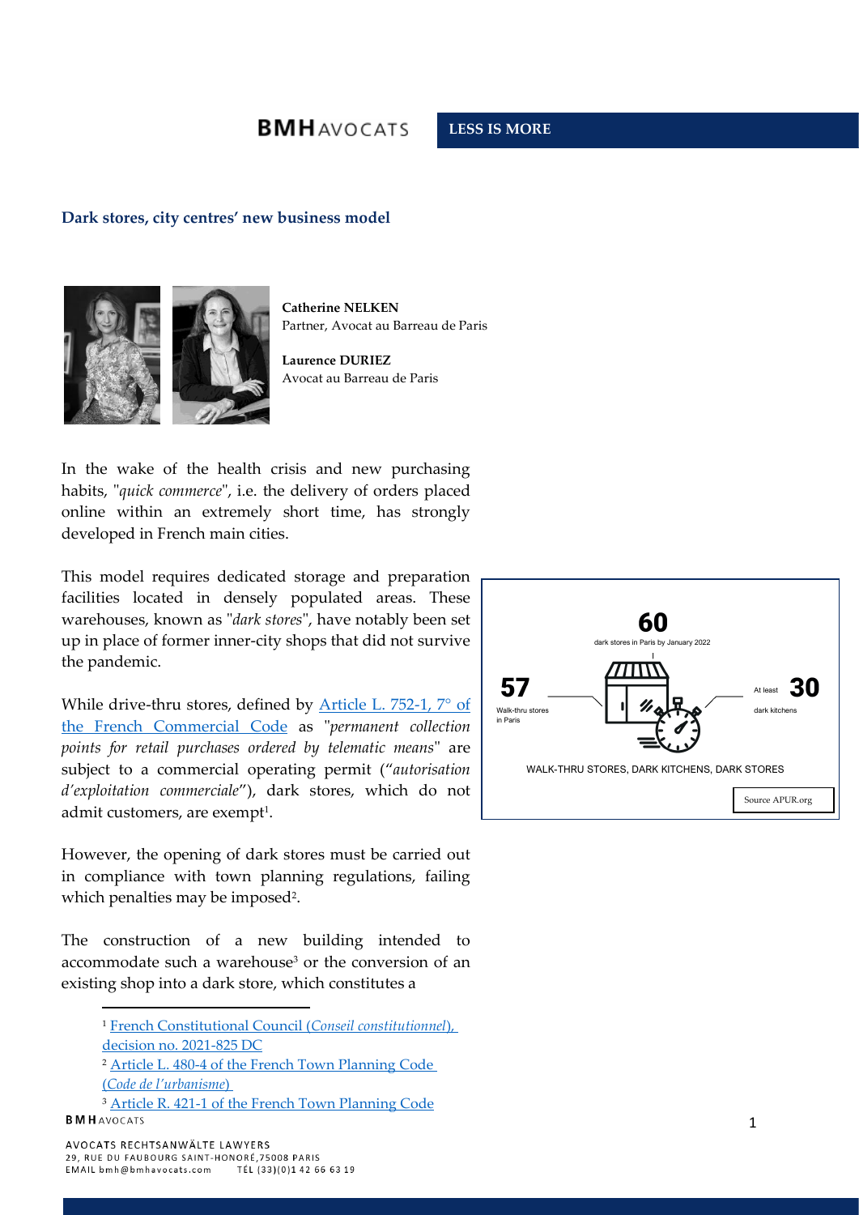## Dark stores, city centres' new business model

**Catherine NELKEN**
Partner, Avocat au Barreau de Paris

**Laurence DURIEZ**
Avocat au Barreau de Paris

In the wake of the health crisis and new purchasing habits, "*quick commerce*", i.e. the delivery of orders placed online within an extremely short time, has strongly developed in French main cities.

This model requires dedicated storage and preparation facilities located in densely populated areas. These warehouses, known as "*dark stores*", have notably been set up in place of former inner-city shops that did not survive the pandemic.

While drive-thru stores, defined by Article L. 752-1, 7° of the French Commercial Code as "*permanent collection points for retail purchases ordered by telematic means*" are subject to a commercial operating permit ("*autorisation d'exploitation commerciale*"), dark stores, which do not admit customers, are exempt[1].

However, the opening of dark stores must be carried out in compliance with town planning regulations, failing which penalties may be imposed[2].

The construction of a new building intended to accommodate such a warehouse[3] or the conversion of an existing shop into a dark store, which constitutes a

**60** dark stores in Paris by January 2022

**57** Walk-thru stores in Paris

At least **30** dark kitchens

WALK-THRU STORES, DARK KITCHENS, DARK STORES

Source APUR.org

---

[1] French Constitutional Council (*Conseil constitutionnel*), decision no. 2021-825 DC

[2] Article L. 480-4 of the French Town Planning Code (*Code de l'urbanisme*)

[3] Article R. 421-1 of the French Town Planning Code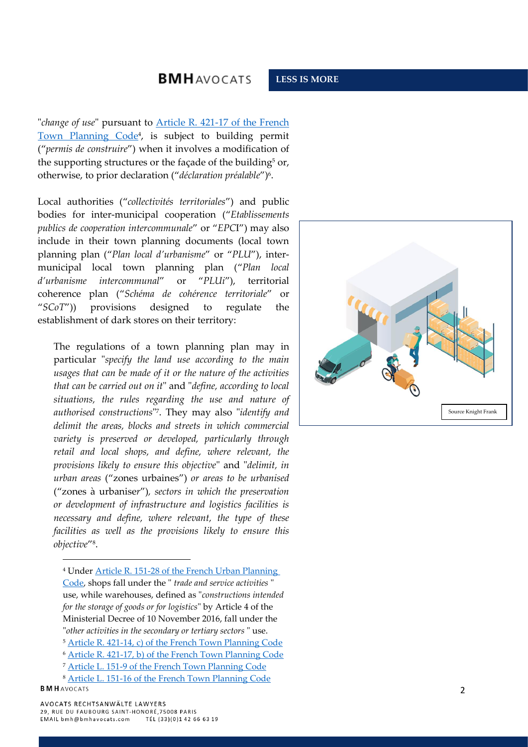"*change of use*" pursuant to [Article R. 421-17 of the French Town Planning Code][4], is subject to building permit ("*permis de construire*") when it involves a modification of the supporting structures or the façade of the building[5] or, otherwise, to prior declaration ("*déclaration préalable*")[6].

Local authorities ("*collectivités territoriales*") and public bodies for inter-municipal cooperation ("*Etablissements publics de cooperation intercommunale*" or "*EPCI*") may also include in their town planning documents (local town planning plan ("*Plan local d'urbanisme*" or "*PLU*"), inter-municipal local town planning plan ("*Plan local d'urbanisme intercommunal*" or "*PLUi*"), territorial coherence plan ("*Schéma de cohérence territoriale*" or "*SCoT*")) provisions designed to regulate the establishment of dark stores on their territory:

> The regulations of a town planning plan may in particular "*specify the land use according to the main usages that can be made of it or the nature of the activities that can be carried out on it*" and "*define, according to local situations, the rules regarding the use and nature of authorised constructions*"[7]. They may also "*identify and delimit the areas, blocks and streets in which commercial variety is preserved or developed, particularly through retail and local shops, and define, where relevant, the provisions likely to ensure this objective*" and "*delimit, in urban areas* ("zones urbaines") *or areas to be urbanised* ("zones à urbaniser")*, sectors in which the preservation or development of infrastructure and logistics facilities is necessary and define, where relevant, the type of these facilities as well as the provisions likely to ensure this objective*"[8].

Source Knight Frank

---

[4] Under [Article R. 151-28 of the French Urban Planning Code], shops fall under the " *trade and service activities* " use, while warehouses, defined as "*constructions intended for the storage of goods or for logistics*" by Article 4 of the Ministerial Decree of 10 November 2016, fall under the "*other activities in the secondary or tertiary sectors* " use.

[5] [Article R. 421-14, c) of the French Town Planning Code]

[6] [Article R. 421-17, b) of the French Town Planning Code]

[7] [Article L. 151-9 of the French Town Planning Code]

[8] [Article L. 151-16 of the French Town Planning Code]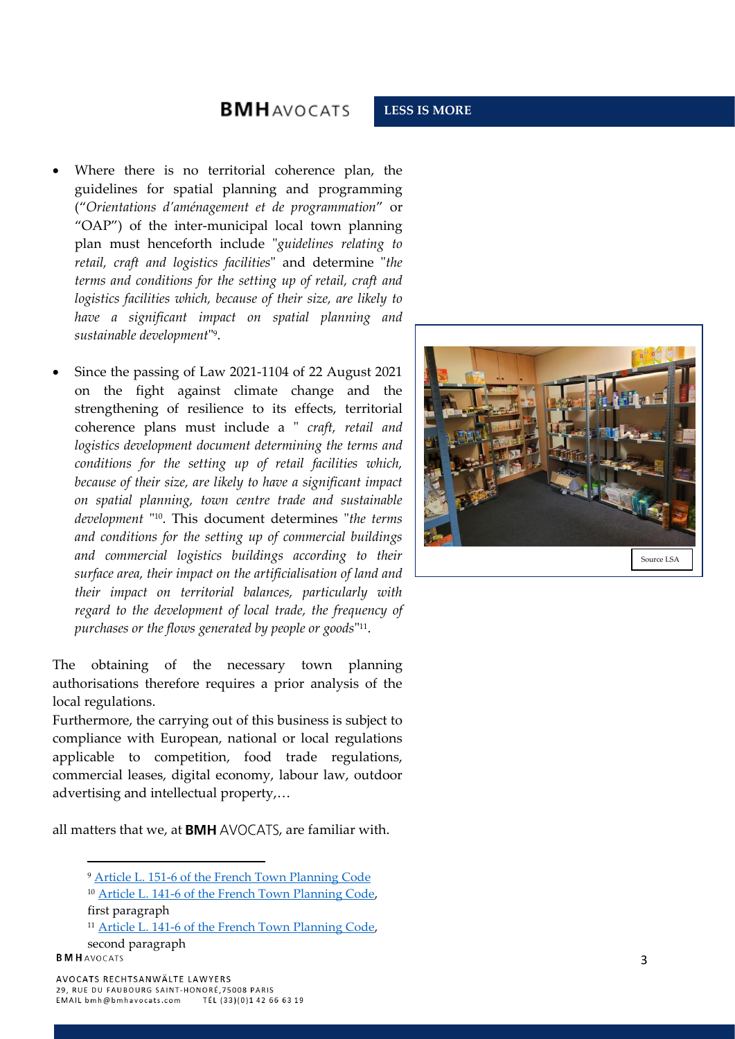- Where there is no territorial coherence plan, the guidelines for spatial planning and programming ("*Orientations d'aménagement et de programmation*" or "OAP") of the inter-municipal local town planning plan must henceforth include "*guidelines relating to retail, craft and logistics facilities*" and determine "*the terms and conditions for the setting up of retail, craft and logistics facilities which, because of their size, are likely to have a significant impact on spatial planning and sustainable development*"[9].

- Since the passing of Law 2021-1104 of 22 August 2021 on the fight against climate change and the strengthening of resilience to its effects, territorial coherence plans must include a " *craft, retail and logistics development document determining the terms and conditions for the setting up of retail facilities which, because of their size, are likely to have a significant impact on spatial planning, town centre trade and sustainable development* "[10]. This document determines "*the terms and conditions for the setting up of commercial buildings and commercial logistics buildings according to their surface area, their impact on the artificialisation of land and their impact on territorial balances, particularly with regard to the development of local trade, the frequency of purchases or the flows generated by people or goods*"[11].

Source LSA

The obtaining of the necessary town planning authorisations therefore requires a prior analysis of the local regulations.

Furthermore, the carrying out of this business is subject to compliance with European, national or local regulations applicable to competition, food trade regulations, commercial leases, digital economy, labour law, outdoor advertising and intellectual property,…

all matters that we, at **BMH** AVOCATS, are familiar with.

[9] Article L. 151-6 of the French Town Planning Code

[10] Article L. 141-6 of the French Town Planning Code, first paragraph

[11] Article L. 141-6 of the French Town Planning Code, second paragraph

AVOCATS RECHTSANWÄLTE LAWYERS
29, RUE DU FAUBOURG SAINT-HONORÉ, 75008 PARIS
EMAIL bmh@bmhavocats.com TÉL (33)(0)1 42 66 63 19